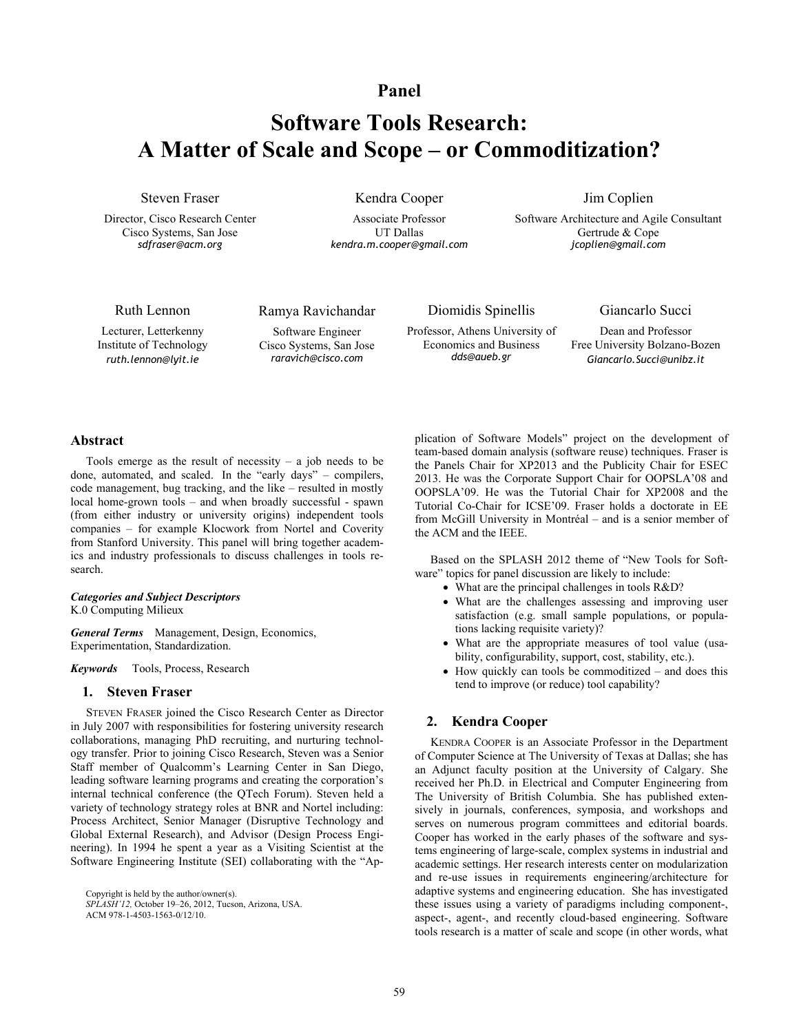Panel

# Software Tools Research: A Matter of Scale and Scope – or Commoditization?

Steven Fraser
Director, Cisco Research Center
Cisco Systems, San Jose
sdfraser@acm.org

Kendra Cooper
Associate Professor
UT Dallas
kendra.m.cooper@gmail.com

Jim Coplien
Software Architecture and Agile Consultant
Gertrude & Cope
jcoplien@gmail.com

Ruth Lennon
Lecturer, Letterkenny Institute of Technology
ruth.lennon@lyit.ie

Ramya Ravichandar
Software Engineer
Cisco Systems, San Jose
raravich@cisco.com

Diomidis Spinellis
Professor, Athens University of Economics and Business
dds@aueb.gr

Giancarlo Succi
Dean and Professor
Free University Bolzano-Bozen
Giancarlo.Succi@unibz.it

## Abstract

Tools emerge as the result of necessity – a job needs to be done, automated, and scaled. In the "early days" – compilers, code management, bug tracking, and the like – resulted in mostly local home-grown tools – and when broadly successful - spawn (from either industry or university origins) independent tools companies – for example Klocwork from Nortel and Coverity from Stanford University. This panel will bring together academics and industry professionals to discuss challenges in tools research.

***Categories and Subject Descriptors***
K.0 Computing Milieux

***General Terms*** Management, Design, Economics, Experimentation, Standardization.

***Keywords*** Tools, Process, Research

## 1. Steven Fraser

STEVEN FRASER joined the Cisco Research Center as Director in July 2007 with responsibilities for fostering university research collaborations, managing PhD recruiting, and nurturing technology transfer. Prior to joining Cisco Research, Steven was a Senior Staff member of Qualcomm's Learning Center in San Diego, leading software learning programs and creating the corporation's internal technical conference (the QTech Forum). Steven held a variety of technology strategy roles at BNR and Nortel including: Process Architect, Senior Manager (Disruptive Technology and Global External Research), and Advisor (Design Process Engineering). In 1994 he spent a year as a Visiting Scientist at the Software Engineering Institute (SEI) collaborating with the "Application of Software Models" project on the development of team-based domain analysis (software reuse) techniques. Fraser is the Panels Chair for XP2013 and the Publicity Chair for ESEC 2013. He was the Corporate Support Chair for OOPSLA'08 and OOPSLA'09. He was the Tutorial Chair for XP2008 and the Tutorial Co-Chair for ICSE'09. Fraser holds a doctorate in EE from McGill University in Montréal – and is a senior member of the ACM and the IEEE.

Based on the SPLASH 2012 theme of "New Tools for Software" topics for panel discussion are likely to include:

- What are the principal challenges in tools R&D?
- What are the challenges assessing and improving user satisfaction (e.g. small sample populations, or populations lacking requisite variety)?
- What are the appropriate measures of tool value (usability, configurability, support, cost, stability, etc.).
- How quickly can tools be commoditized – and does this tend to improve (or reduce) tool capability?

Copyright is held by the author/owner(s).
*SPLASH'12,* October 19–26, 2012, Tucson, Arizona, USA.
ACM 978-1-4503-1563-0/12/10.

## 2. Kendra Cooper

KENDRA COOPER is an Associate Professor in the Department of Computer Science at The University of Texas at Dallas; she has an Adjunct faculty position at the University of Calgary. She received her Ph.D. in Electrical and Computer Engineering from The University of British Columbia. She has published extensively in journals, conferences, symposia, and workshops and serves on numerous program committees and editorial boards. Cooper has worked in the early phases of the software and systems engineering of large-scale, complex systems in industrial and academic settings. Her research interests center on modularization and re-use issues in requirements engineering/architecture for adaptive systems and engineering education. She has investigated these issues using a variety of paradigms including component-, aspect-, agent-, and recently cloud-based engineering. Software tools research is a matter of scale and scope (in other words, what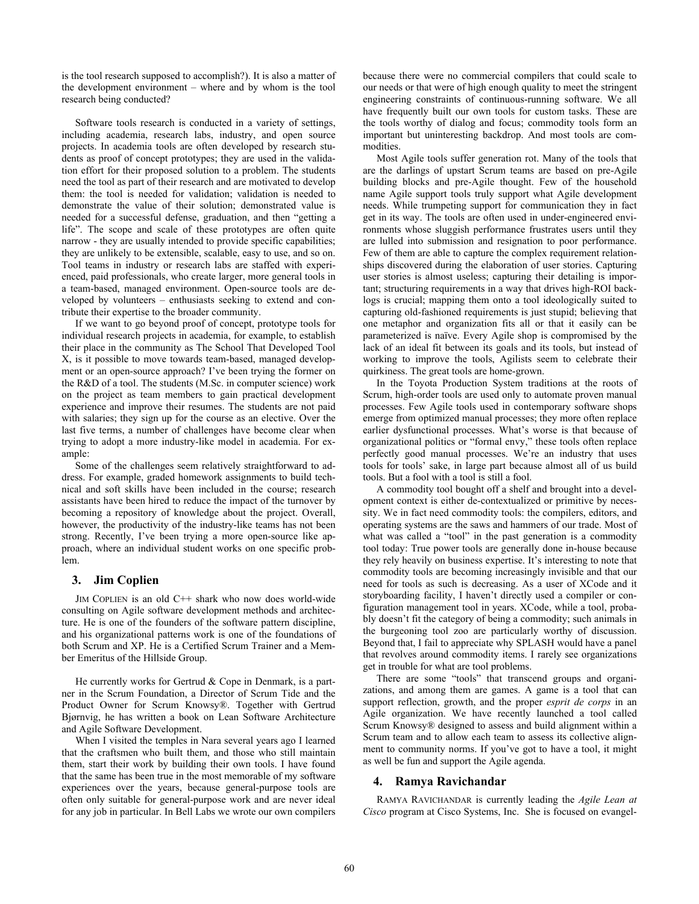is the tool research supposed to accomplish?). It is also a matter of the development environment – where and by whom is the tool research being conducted?

Software tools research is conducted in a variety of settings, including academia, research labs, industry, and open source projects. In academia tools are often developed by research students as proof of concept prototypes; they are used in the validation effort for their proposed solution to a problem. The students need the tool as part of their research and are motivated to develop them: the tool is needed for validation; validation is needed to demonstrate the value of their solution; demonstrated value is needed for a successful defense, graduation, and then "getting a life". The scope and scale of these prototypes are often quite narrow - they are usually intended to provide specific capabilities; they are unlikely to be extensible, scalable, easy to use, and so on. Tool teams in industry or research labs are staffed with experienced, paid professionals, who create larger, more general tools in a team-based, managed environment. Open-source tools are developed by volunteers – enthusiasts seeking to extend and contribute their expertise to the broader community.

If we want to go beyond proof of concept, prototype tools for individual research projects in academia, for example, to establish their place in the community as The School That Developed Tool X, is it possible to move towards team-based, managed development or an open-source approach? I've been trying the former on the R&D of a tool. The students (M.Sc. in computer science) work on the project as team members to gain practical development experience and improve their resumes. The students are not paid with salaries; they sign up for the course as an elective. Over the last five terms, a number of challenges have become clear when trying to adopt a more industry-like model in academia. For example:

Some of the challenges seem relatively straightforward to address. For example, graded homework assignments to build technical and soft skills have been included in the course; research assistants have been hired to reduce the impact of the turnover by becoming a repository of knowledge about the project. Overall, however, the productivity of the industry-like teams has not been strong. Recently, I've been trying a more open-source like approach, where an individual student works on one specific problem.

## 3. Jim Coplien

JIM COPLIEN is an old C++ shark who now does world-wide consulting on Agile software development methods and architecture. He is one of the founders of the software pattern discipline, and his organizational patterns work is one of the foundations of both Scrum and XP. He is a Certified Scrum Trainer and a Member Emeritus of the Hillside Group.

He currently works for Gertrud & Cope in Denmark, is a partner in the Scrum Foundation, a Director of Scrum Tide and the Product Owner for Scrum Knowsy®. Together with Gertrud Bjørnvig, he has written a book on Lean Software Architecture and Agile Software Development.

When I visited the temples in Nara several years ago I learned that the craftsmen who built them, and those who still maintain them, start their work by building their own tools. I have found that the same has been true in the most memorable of my software experiences over the years, because general-purpose tools are often only suitable for general-purpose work and are never ideal for any job in particular. In Bell Labs we wrote our own compilers because there were no commercial compilers that could scale to our needs or that were of high enough quality to meet the stringent engineering constraints of continuous-running software. We all have frequently built our own tools for custom tasks. These are the tools worthy of dialog and focus; commodity tools form an important but uninteresting backdrop. And most tools are commodities.

Most Agile tools suffer generation rot. Many of the tools that are the darlings of upstart Scrum teams are based on pre-Agile building blocks and pre-Agile thought. Few of the household name Agile support tools truly support what Agile development needs. While trumpeting support for communication they in fact get in its way. The tools are often used in under-engineered environments whose sluggish performance frustrates users until they are lulled into submission and resignation to poor performance. Few of them are able to capture the complex requirement relationships discovered during the elaboration of user stories. Capturing user stories is almost useless; capturing their detailing is important; structuring requirements in a way that drives high-ROI backlogs is crucial; mapping them onto a tool ideologically suited to capturing old-fashioned requirements is just stupid; believing that one metaphor and organization fits all or that it easily can be parameterized is naïve. Every Agile shop is compromised by the lack of an ideal fit between its goals and its tools, but instead of working to improve the tools, Agilists seem to celebrate their quirkiness. The great tools are home-grown.

In the Toyota Production System traditions at the roots of Scrum, high-order tools are used only to automate proven manual processes. Few Agile tools used in contemporary software shops emerge from optimized manual processes; they more often replace earlier dysfunctional processes. What's worse is that because of organizational politics or "formal envy," these tools often replace perfectly good manual processes. We're an industry that uses tools for tools' sake, in large part because almost all of us build tools. But a fool with a tool is still a fool.

A commodity tool bought off a shelf and brought into a development context is either de-contextualized or primitive by necessity. We in fact need commodity tools: the compilers, editors, and operating systems are the saws and hammers of our trade. Most of what was called a "tool" in the past generation is a commodity tool today: True power tools are generally done in-house because they rely heavily on business expertise. It's interesting to note that commodity tools are becoming increasingly invisible and that our need for tools as such is decreasing. As a user of XCode and it storyboarding facility, I haven't directly used a compiler or configuration management tool in years. XCode, while a tool, probably doesn't fit the category of being a commodity; such animals in the burgeoning tool zoo are particularly worthy of discussion. Beyond that, I fail to appreciate why SPLASH would have a panel that revolves around commodity items. I rarely see organizations get in trouble for what are tool problems.

There are some "tools" that transcend groups and organizations, and among them are games. A game is a tool that can support reflection, growth, and the proper *esprit de corps* in an Agile organization. We have recently launched a tool called Scrum Knowsy® designed to assess and build alignment within a Scrum team and to allow each team to assess its collective alignment to community norms. If you've got to have a tool, it might as well be fun and support the Agile agenda.

## 4. Ramya Ravichandar

RAMYA RAVICHANDAR is currently leading the *Agile Lean at Cisco* program at Cisco Systems, Inc. She is focused on evangel-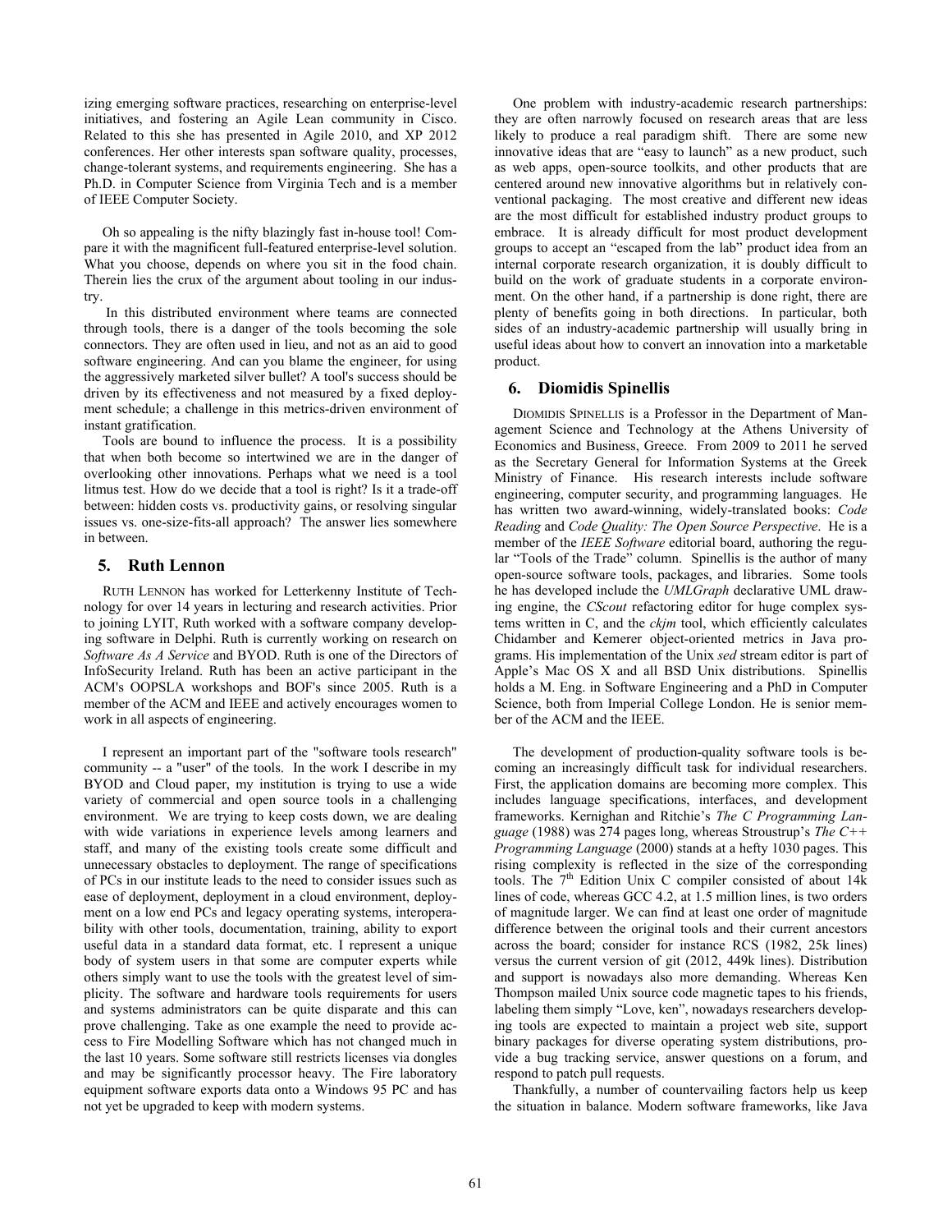izing emerging software practices, researching on enterprise-level initiatives, and fostering an Agile Lean community in Cisco. Related to this she has presented in Agile 2010, and XP 2012 conferences. Her other interests span software quality, processes, change-tolerant systems, and requirements engineering. She has a Ph.D. in Computer Science from Virginia Tech and is a member of IEEE Computer Society.

Oh so appealing is the nifty blazingly fast in-house tool! Compare it with the magnificent full-featured enterprise-level solution. What you choose, depends on where you sit in the food chain. Therein lies the crux of the argument about tooling in our industry.

In this distributed environment where teams are connected through tools, there is a danger of the tools becoming the sole connectors. They are often used in lieu, and not as an aid to good software engineering. And can you blame the engineer, for using the aggressively marketed silver bullet? A tool's success should be driven by its effectiveness and not measured by a fixed deployment schedule; a challenge in this metrics-driven environment of instant gratification.

Tools are bound to influence the process. It is a possibility that when both become so intertwined we are in the danger of overlooking other innovations. Perhaps what we need is a tool litmus test. How do we decide that a tool is right? Is it a trade-off between: hidden costs vs. productivity gains, or resolving singular issues vs. one-size-fits-all approach? The answer lies somewhere in between.

## 5. Ruth Lennon

RUTH LENNON has worked for Letterkenny Institute of Technology for over 14 years in lecturing and research activities. Prior to joining LYIT, Ruth worked with a software company developing software in Delphi. Ruth is currently working on research on *Software As A Service* and BYOD. Ruth is one of the Directors of InfoSecurity Ireland. Ruth has been an active participant in the ACM's OOPSLA workshops and BOF's since 2005. Ruth is a member of the ACM and IEEE and actively encourages women to work in all aspects of engineering.

I represent an important part of the "software tools research" community -- a "user" of the tools. In the work I describe in my BYOD and Cloud paper, my institution is trying to use a wide variety of commercial and open source tools in a challenging environment. We are trying to keep costs down, we are dealing with wide variations in experience levels among learners and staff, and many of the existing tools create some difficult and unnecessary obstacles to deployment. The range of specifications of PCs in our institute leads to the need to consider issues such as ease of deployment, deployment in a cloud environment, deployment on a low end PCs and legacy operating systems, interoperability with other tools, documentation, training, ability to export useful data in a standard data format, etc. I represent a unique body of system users in that some are computer experts while others simply want to use the tools with the greatest level of simplicity. The software and hardware tools requirements for users and systems administrators can be quite disparate and this can prove challenging. Take as one example the need to provide access to Fire Modelling Software which has not changed much in the last 10 years. Some software still restricts licenses via dongles and may be significantly processor heavy. The Fire laboratory equipment software exports data onto a Windows 95 PC and has not yet be upgraded to keep with modern systems.

One problem with industry-academic research partnerships: they are often narrowly focused on research areas that are less likely to produce a real paradigm shift. There are some new innovative ideas that are "easy to launch" as a new product, such as web apps, open-source toolkits, and other products that are centered around new innovative algorithms but in relatively conventional packaging. The most creative and different new ideas are the most difficult for established industry product groups to embrace. It is already difficult for most product development groups to accept an "escaped from the lab" product idea from an internal corporate research organization, it is doubly difficult to build on the work of graduate students in a corporate environment. On the other hand, if a partnership is done right, there are plenty of benefits going in both directions. In particular, both sides of an industry-academic partnership will usually bring in useful ideas about how to convert an innovation into a marketable product.

## 6. Diomidis Spinellis

DIOMIDIS SPINELLIS is a Professor in the Department of Management Science and Technology at the Athens University of Economics and Business, Greece. From 2009 to 2011 he served as the Secretary General for Information Systems at the Greek Ministry of Finance. His research interests include software engineering, computer security, and programming languages. He has written two award-winning, widely-translated books: *Code Reading* and *Code Quality: The Open Source Perspective*. He is a member of the *IEEE Software* editorial board, authoring the regular "Tools of the Trade" column. Spinellis is the author of many open-source software tools, packages, and libraries. Some tools he has developed include the *UMLGraph* declarative UML drawing engine, the *CScout* refactoring editor for huge complex systems written in C, and the *ckjm* tool, which efficiently calculates Chidamber and Kemerer object-oriented metrics in Java programs. His implementation of the Unix *sed* stream editor is part of Apple's Mac OS X and all BSD Unix distributions. Spinellis holds a M. Eng. in Software Engineering and a PhD in Computer Science, both from Imperial College London. He is senior member of the ACM and the IEEE.

The development of production-quality software tools is becoming an increasingly difficult task for individual researchers. First, the application domains are becoming more complex. This includes language specifications, interfaces, and development frameworks. Kernighan and Ritchie's *The C Programming Language* (1988) was 274 pages long, whereas Stroustrup's *The C++ Programming Language* (2000) stands at a hefty 1030 pages. This rising complexity is reflected in the size of the corresponding tools. The 7th Edition Unix C compiler consisted of about 14k lines of code, whereas GCC 4.2, at 1.5 million lines, is two orders of magnitude larger. We can find at least one order of magnitude difference between the original tools and their current ancestors across the board; consider for instance RCS (1982, 25k lines) versus the current version of git (2012, 449k lines). Distribution and support is nowadays also more demanding. Whereas Ken Thompson mailed Unix source code magnetic tapes to his friends, labeling them simply "Love, ken", nowadays researchers developing tools are expected to maintain a project web site, support binary packages for diverse operating system distributions, provide a bug tracking service, answer questions on a forum, and respond to patch pull requests.

Thankfully, a number of countervailing factors help us keep the situation in balance. Modern software frameworks, like Java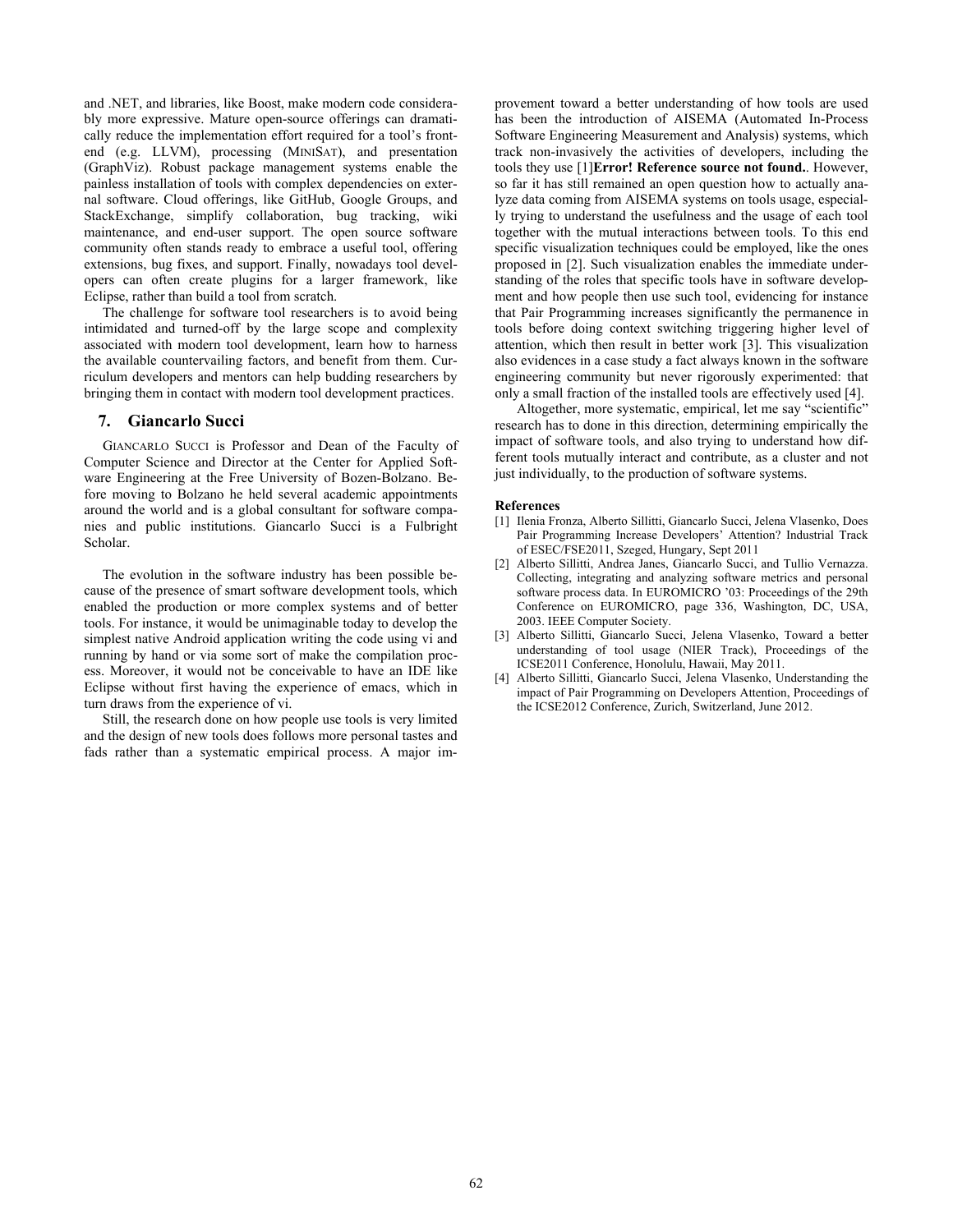and .NET, and libraries, like Boost, make modern code considerably more expressive. Mature open-source offerings can dramatically reduce the implementation effort required for a tool's front-end (e.g. LLVM), processing (MINISAT), and presentation (GraphViz). Robust package management systems enable the painless installation of tools with complex dependencies on external software. Cloud offerings, like GitHub, Google Groups, and StackExchange, simplify collaboration, bug tracking, wiki maintenance, and end-user support. The open source software community often stands ready to embrace a useful tool, offering extensions, bug fixes, and support. Finally, nowadays tool developers can often create plugins for a larger framework, like Eclipse, rather than build a tool from scratch.

The challenge for software tool researchers is to avoid being intimidated and turned-off by the large scope and complexity associated with modern tool development, learn how to harness the available countervailing factors, and benefit from them. Curriculum developers and mentors can help budding researchers by bringing them in contact with modern tool development practices.

## 7. Giancarlo Succi

GIANCARLO SUCCI is Professor and Dean of the Faculty of Computer Science and Director at the Center for Applied Software Engineering at the Free University of Bozen-Bolzano. Before moving to Bolzano he held several academic appointments around the world and is a global consultant for software companies and public institutions. Giancarlo Succi is a Fulbright Scholar.

The evolution in the software industry has been possible because of the presence of smart software development tools, which enabled the production or more complex systems and of better tools. For instance, it would be unimaginable today to develop the simplest native Android application writing the code using vi and running by hand or via some sort of make the compilation process. Moreover, it would not be conceivable to have an IDE like Eclipse without first having the experience of emacs, which in turn draws from the experience of vi.

Still, the research done on how people use tools is very limited and the design of new tools does follows more personal tastes and fads rather than a systematic empirical process. A major improvement toward a better understanding of how tools are used has been the introduction of AISEMA (Automated In-Process Software Engineering Measurement and Analysis) systems, which track non-invasively the activities of developers, including the tools they use [1]**Error! Reference source not found.**. However, so far it has still remained an open question how to actually analyze data coming from AISEMA systems on tools usage, especially trying to understand the usefulness and the usage of each tool together with the mutual interactions between tools. To this end specific visualization techniques could be employed, like the ones proposed in [2]. Such visualization enables the immediate understanding of the roles that specific tools have in software development and how people then use such tool, evidencing for instance that Pair Programming increases significantly the permanence in tools before doing context switching triggering higher level of attention, which then result in better work [3]. This visualization also evidences in a case study a fact always known in the software engineering community but never rigorously experimented: that only a small fraction of the installed tools are effectively used [4].

Altogether, more systematic, empirical, let me say "scientific" research has to done in this direction, determining empirically the impact of software tools, and also trying to understand how different tools mutually interact and contribute, as a cluster and not just individually, to the production of software systems.

**References**

[1] Ilenia Fronza, Alberto Sillitti, Giancarlo Succi, Jelena Vlasenko, Does Pair Programming Increase Developers' Attention? Industrial Track of ESEC/FSE2011, Szeged, Hungary, Sept 2011

[2] Alberto Sillitti, Andrea Janes, Giancarlo Succi, and Tullio Vernazza. Collecting, integrating and analyzing software metrics and personal software process data. In EUROMICRO '03: Proceedings of the 29th Conference on EUROMICRO, page 336, Washington, DC, USA, 2003. IEEE Computer Society.

[3] Alberto Sillitti, Giancarlo Succi, Jelena Vlasenko, Toward a better understanding of tool usage (NIER Track), Proceedings of the ICSE2011 Conference, Honolulu, Hawaii, May 2011.

[4] Alberto Sillitti, Giancarlo Succi, Jelena Vlasenko, Understanding the impact of Pair Programming on Developers Attention, Proceedings of the ICSE2012 Conference, Zurich, Switzerland, June 2012.